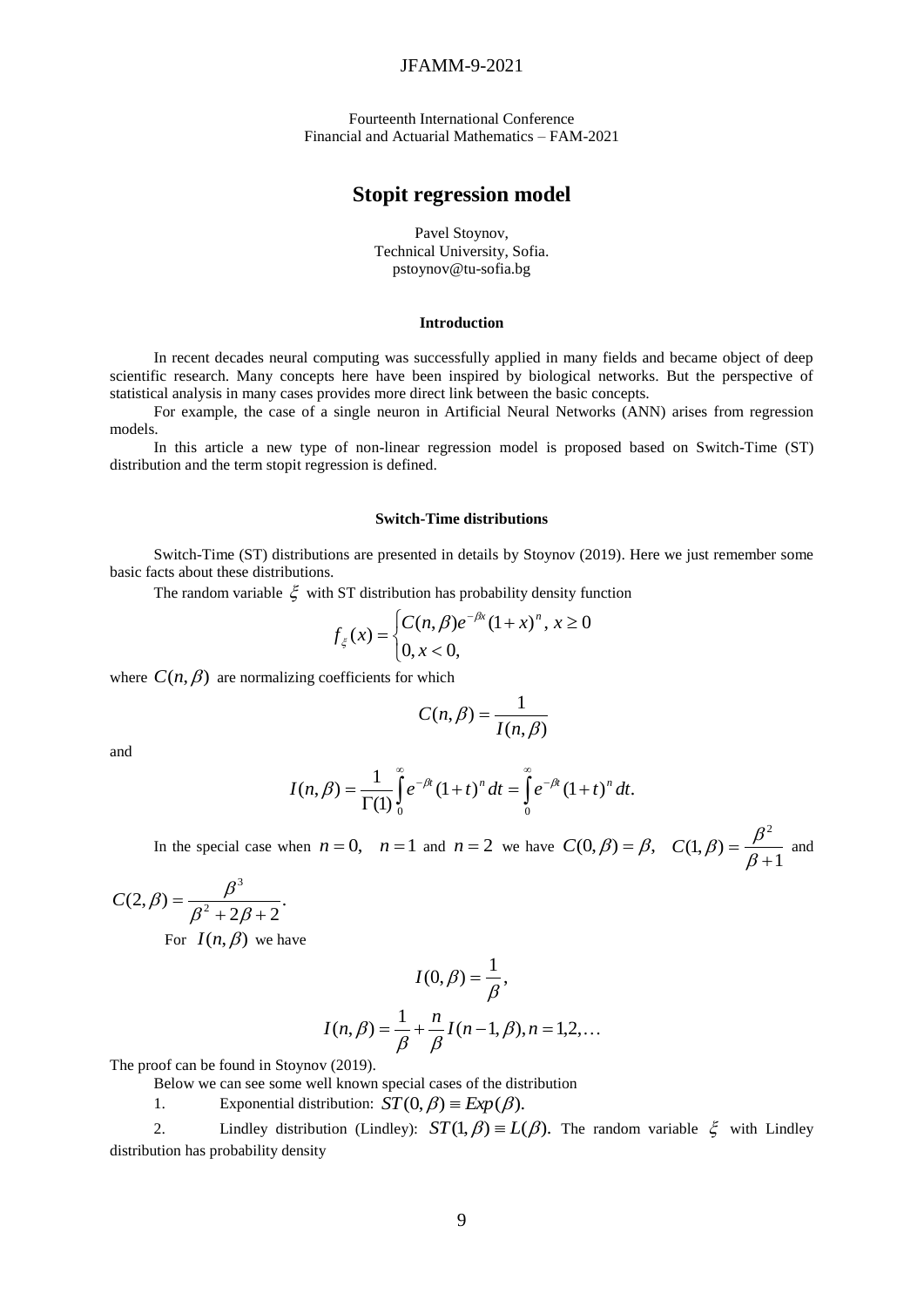Fourteenth International Conference
Financial and Actuarial Mathematics – FAM-2021

# Stopit regression model

Pavel Stoynov,
Technical University, Sofia.
pstoynov@tu-sofia.bg

### Introduction

In recent decades neural computing was successfully applied in many fields and became object of deep scientific research. Many concepts here have been inspired by biological networks. But the perspective of statistical analysis in many cases provides more direct link between the basic concepts.

For example, the case of a single neuron in Artificial Neural Networks (ANN) arises from regression models.

In this article a new type of non-linear regression model is proposed based on Switch-Time (ST) distribution and the term stopit regression is defined.

### Switch-Time distributions

Switch-Time (ST) distributions are presented in details by Stoynov (2019). Here we just remember some basic facts about these distributions.

The random variable $\xi$ with ST distribution has probability density function

$$f_{\xi}(x) = \begin{cases} C(n,\beta)e^{-\beta x}(1+x)^n, \, x \geq 0 \\ 0, x < 0, \end{cases}$$

where $C(n,\beta)$ are normalizing coefficients for which

$$C(n,\beta) = \frac{1}{I(n,\beta)}$$

and

$$I(n,\beta) = \frac{1}{\Gamma(1)} \int_0^{\infty} e^{-\beta t}(1+t)^n \, dt = \int_0^{\infty} e^{-\beta t}(1+t)^n \, dt.$$

In the special case when $n = 0, \quad n = 1$ and $n = 2$ we have $C(0,\beta) = \beta, \quad C(1,\beta) = \frac{\beta^2}{\beta + 1}$ and $C(2,\beta) = \frac{\beta^3}{\beta^2 + 2\beta + 2}.$

For $I(n,\beta)$ we have

$$I(0,\beta) = \frac{1}{\beta},$$

$$I(n,\beta) = \frac{1}{\beta} + \frac{n}{\beta} I(n-1,\beta), n = 1,2,\ldots$$

The proof can be found in Stoynov (2019).

Below we can see some well known special cases of the distribution

1. Exponential distribution: $ST(0,\beta) \equiv Exp(\beta).$

2. Lindley distribution (Lindley): $ST(1,\beta) \equiv L(\beta).$ The random variable $\xi$ with Lindley distribution has probability density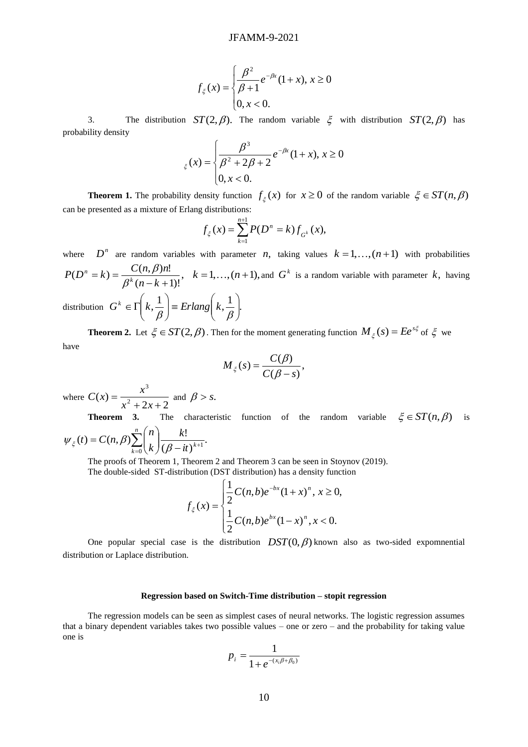$$f_{\xi}(x) = \begin{cases} \dfrac{\beta^2}{\beta+1} e^{-\beta x}(1+x), \; x \geq 0 \\ 0, \; x < 0. \end{cases}$$

3. The distribution $ST(2,\beta)$. The random variable $\xi$ with distribution $ST(2,\beta)$ has probability density

$$_{\xi}(x) = \begin{cases} \dfrac{\beta^3}{\beta^2+2\beta+2} e^{-\beta x}(1+x), \; x \geq 0 \\ 0, \; x < 0. \end{cases}$$

**Theorem 1.** The probability density function $f_{\xi}(x)$ for $x \geq 0$ of the random variable $\xi \in ST(n,\beta)$ can be presented as a mixture of Erlang distributions:

$$f_{\xi}(x) = \sum_{k=1}^{n+1} P(D^n = k) f_{G^k}(x),$$

where $D^n$ are random variables with parameter $n$, taking values $k = 1,\ldots,(n+1)$ with probabilities $P(D^n = k) = \dfrac{C(n,\beta)n!}{\beta^k (n-k+1)!}, \quad k = 1,\ldots,(n+1),$ and $G^k$ is a random variable with parameter $k$, having distribution $G^k \in \Gamma\left(k, \dfrac{1}{\beta}\right) \equiv Erlang\left(k, \dfrac{1}{\beta}\right).$

**Theorem 2.** Let $\xi \in ST(2,\beta)$. Then for the moment generating function $M_{\xi}(s) = Ee^{s\xi}$ of $\xi$ we have

$$M_{\xi}(s) = \frac{C(\beta)}{C(\beta - s)},$$

where $C(x) = \dfrac{x^3}{x^2+2x+2}$ and $\beta > s.$

**Theorem 3.** The characteristic function of the random variable $\xi \in ST(n,\beta)$ is $\psi_{\xi}(t) = C(n,\beta)\sum_{k=0}^{n}\binom{n}{k}\dfrac{k!}{(\beta - it)^{k+1}}.$

The proofs of Theorem 1, Theorem 2 and Theorem 3 can be seen in Stoynov (2019).

The double-sided ST-distribution (DST distribution) has a density function

$$f_{\xi}(x) = \begin{cases} \dfrac{1}{2} C(n,b) e^{-bx}(1+x)^n, \; x \geq 0, \\ \dfrac{1}{2} C(n,b) e^{bx}(1-x)^n, \; x < 0. \end{cases}$$

One popular special case is the distribution $DST(0,\beta)$ known also as two-sided expomnential distribution or Laplace distribution.

**Regression based on Switch-Time distribution – stopit regression**

The regression models can be seen as simplest cases of neural networks. The logistic regression assumes that a binary dependent variables takes two possible values – one or zero – and the probability for taking value one is

$$p_i = \frac{1}{1+e^{-(x_i\beta+\beta_0)}}$$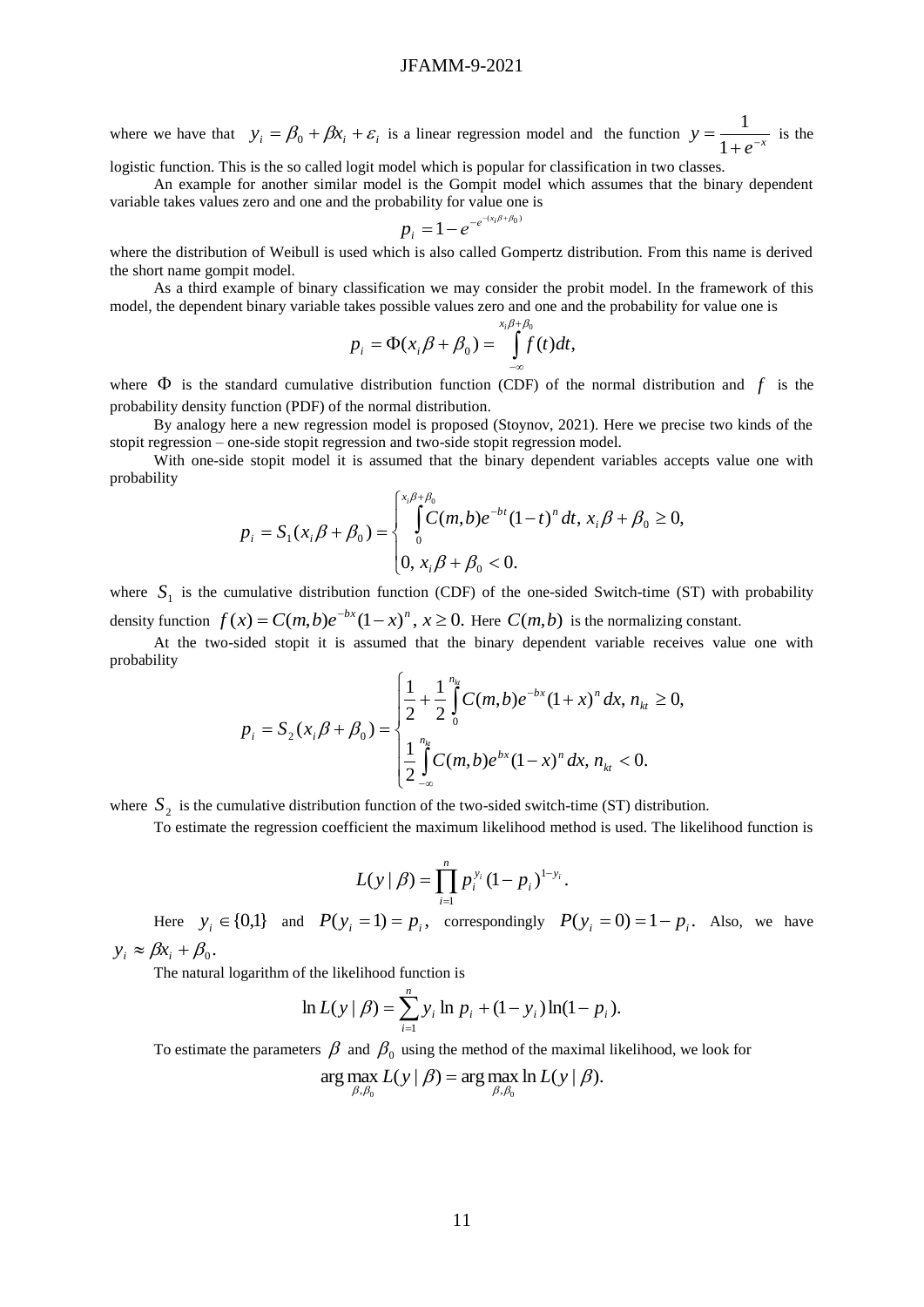where we have that $y_i = \beta_0 + \beta x_i + \varepsilon_i$ is a linear regression model and the function $y = \dfrac{1}{1+e^{-x}}$ is the logistic function. This is the so called logit model which is popular for classification in two classes.

An example for another similar model is the Gompit model which assumes that the binary dependent variable takes values zero and one and the probability for value one is

$$p_i = 1 - e^{-e^{-(x_i\beta+\beta_0)}}$$

where the distribution of Weibull is used which is also called Gompertz distribution. From this name is derived the short name gompit model.

As a third example of binary classification we may consider the probit model. In the framework of this model, the dependent binary variable takes possible values zero and one and the probability for value one is

$$p_i = \Phi(x_i\beta + \beta_0) = \int_{-\infty}^{x_i\beta+\beta_0} f(t)dt,$$

where $\Phi$ is the standard cumulative distribution function (CDF) of the normal distribution and $f$ is the probability density function (PDF) of the normal distribution.

By analogy here a new regression model is proposed (Stoynov, 2021). Here we precise two kinds of the stopit regression – one-side stopit regression and two-side stopit regression model.

With one-side stopit model it is assumed that the binary dependent variables accepts value one with probability

$$p_i = S_1(x_i\beta + \beta_0) = \begin{cases} \displaystyle\int_0^{x_i\beta+\beta_0} C(m,b)e^{-bt}(1-t)^n\,dt, \; x_i\beta+\beta_0 \ge 0, \\ 0, \; x_i\beta+\beta_0 < 0. \end{cases}$$

where $S_1$ is the cumulative distribution function (CDF) of the one-sided Switch-time (ST) with probability density function $f(x) = C(m,b)e^{-bx}(1-x)^n,\, x \ge 0.$ Here $C(m,b)$ is the normalizing constant.

At the two-sided stopit it is assumed that the binary dependent variable receives value one with probability

$$p_i = S_2(x_i\beta + \beta_0) = \begin{cases} \dfrac{1}{2} + \dfrac{1}{2}\displaystyle\int_0^{n_{kt}} C(m,b)e^{-bx}(1+x)^n\,dx, \; n_{kt} \ge 0, \\ \dfrac{1}{2}\displaystyle\int_{-\infty}^{n_{kt}} C(m,b)e^{bx}(1-x)^n\,dx, \; n_{kt} < 0. \end{cases}$$

where $S_2$ is the cumulative distribution function of the two-sided switch-time (ST) distribution.

To estimate the regression coefficient the maximum likelihood method is used. The likelihood function is

$$L(y \mid \beta) = \prod_{i=1}^{n} p_i^{y_i}(1-p_i)^{1-y_i}.$$

Here $y_i \in \{0,1\}$ and $P(y_i = 1) = p_i$, correspondingly $P(y_i = 0) = 1 - p_i$. Also, we have $y_i \approx \beta x_i + \beta_0$.

The natural logarithm of the likelihood function is

$$\ln L(y \mid \beta) = \sum_{i=1}^{n} y_i \ln p_i + (1-y_i)\ln(1-p_i).$$

To estimate the parameters $\beta$ and $\beta_0$ using the method of the maximal likelihood, we look for

$$\arg\max_{\beta,\beta_0} L(y \mid \beta) = \arg\max_{\beta,\beta_0} \ln L(y \mid \beta).$$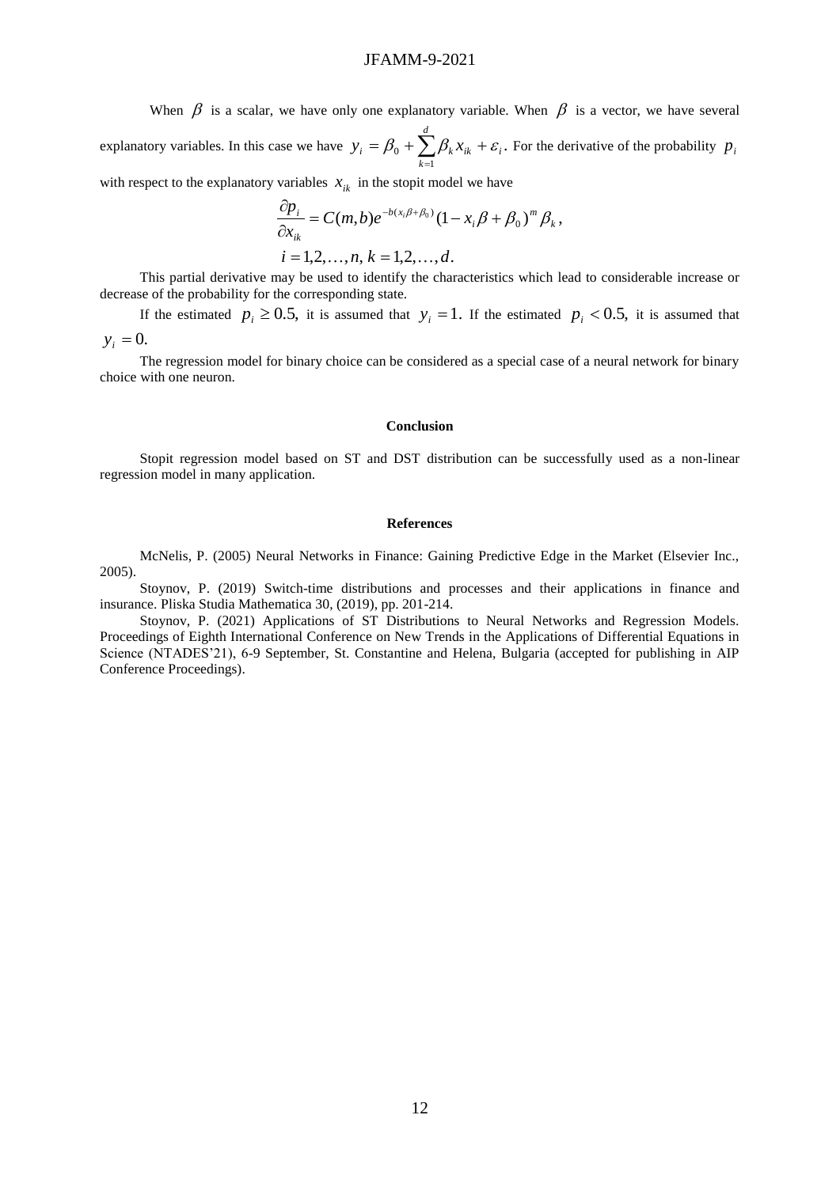When $\beta$ is a scalar, we have only one explanatory variable. When $\beta$ is a vector, we have several explanatory variables. In this case we have $y_i = \beta_0 + \sum_{k=1}^{d} \beta_k x_{ik} + \varepsilon_i$. For the derivative of the probability $p_i$ with respect to the explanatory variables $x_{ik}$ in the stopit model we have

$$\frac{\partial p_i}{\partial x_{ik}} = C(m,b) e^{-b(x_i\beta+\beta_0)} (1 - x_i\beta + \beta_0)^m \beta_k,$$

$$i = 1,2,\ldots,n,\ k = 1,2,\ldots,d.$$

This partial derivative may be used to identify the characteristics which lead to considerable increase or decrease of the probability for the corresponding state.

If the estimated $p_i \geq 0.5$, it is assumed that $y_i = 1$. If the estimated $p_i < 0.5$, it is assumed that $y_i = 0$.

The regression model for binary choice can be considered as a special case of a neural network for binary choice with one neuron.

## Conclusion

Stopit regression model based on ST and DST distribution can be successfully used as a non-linear regression model in many application.

## References

McNelis, P. (2005) Neural Networks in Finance: Gaining Predictive Edge in the Market (Elsevier Inc., 2005).

Stoynov, P. (2019) Switch-time distributions and processes and their applications in finance and insurance. Pliska Studia Mathematica 30, (2019), pp. 201-214.

Stoynov, P. (2021) Applications of ST Distributions to Neural Networks and Regression Models. Proceedings of Eighth International Conference on New Trends in the Applications of Differential Equations in Science (NTADES'21), 6-9 September, St. Constantine and Helena, Bulgaria (accepted for publishing in AIP Conference Proceedings).